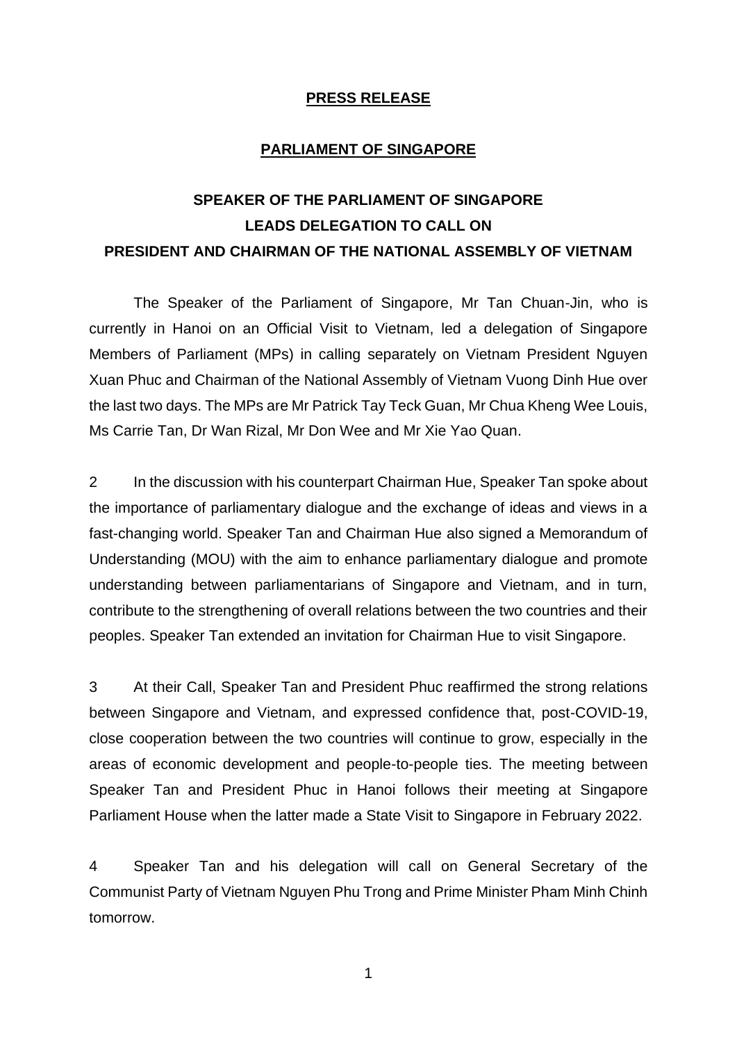**PRESS RELEASE**

**PARLIAMENT OF SINGAPORE**

# SPEAKER OF THE PARLIAMENT OF SINGAPORE LEADS DELEGATION TO CALL ON PRESIDENT AND CHAIRMAN OF THE NATIONAL ASSEMBLY OF VIETNAM

The Speaker of the Parliament of Singapore, Mr Tan Chuan-Jin, who is currently in Hanoi on an Official Visit to Vietnam, led a delegation of Singapore Members of Parliament (MPs) in calling separately on Vietnam President Nguyen Xuan Phuc and Chairman of the National Assembly of Vietnam Vuong Dinh Hue over the last two days. The MPs are Mr Patrick Tay Teck Guan, Mr Chua Kheng Wee Louis, Ms Carrie Tan, Dr Wan Rizal, Mr Don Wee and Mr Xie Yao Quan.

2 In the discussion with his counterpart Chairman Hue, Speaker Tan spoke about the importance of parliamentary dialogue and the exchange of ideas and views in a fast-changing world. Speaker Tan and Chairman Hue also signed a Memorandum of Understanding (MOU) with the aim to enhance parliamentary dialogue and promote understanding between parliamentarians of Singapore and Vietnam, and in turn, contribute to the strengthening of overall relations between the two countries and their peoples. Speaker Tan extended an invitation for Chairman Hue to visit Singapore.

3 At their Call, Speaker Tan and President Phuc reaffirmed the strong relations between Singapore and Vietnam, and expressed confidence that, post-COVID-19, close cooperation between the two countries will continue to grow, especially in the areas of economic development and people-to-people ties. The meeting between Speaker Tan and President Phuc in Hanoi follows their meeting at Singapore Parliament House when the latter made a State Visit to Singapore in February 2022.

4 Speaker Tan and his delegation will call on General Secretary of the Communist Party of Vietnam Nguyen Phu Trong and Prime Minister Pham Minh Chinh tomorrow.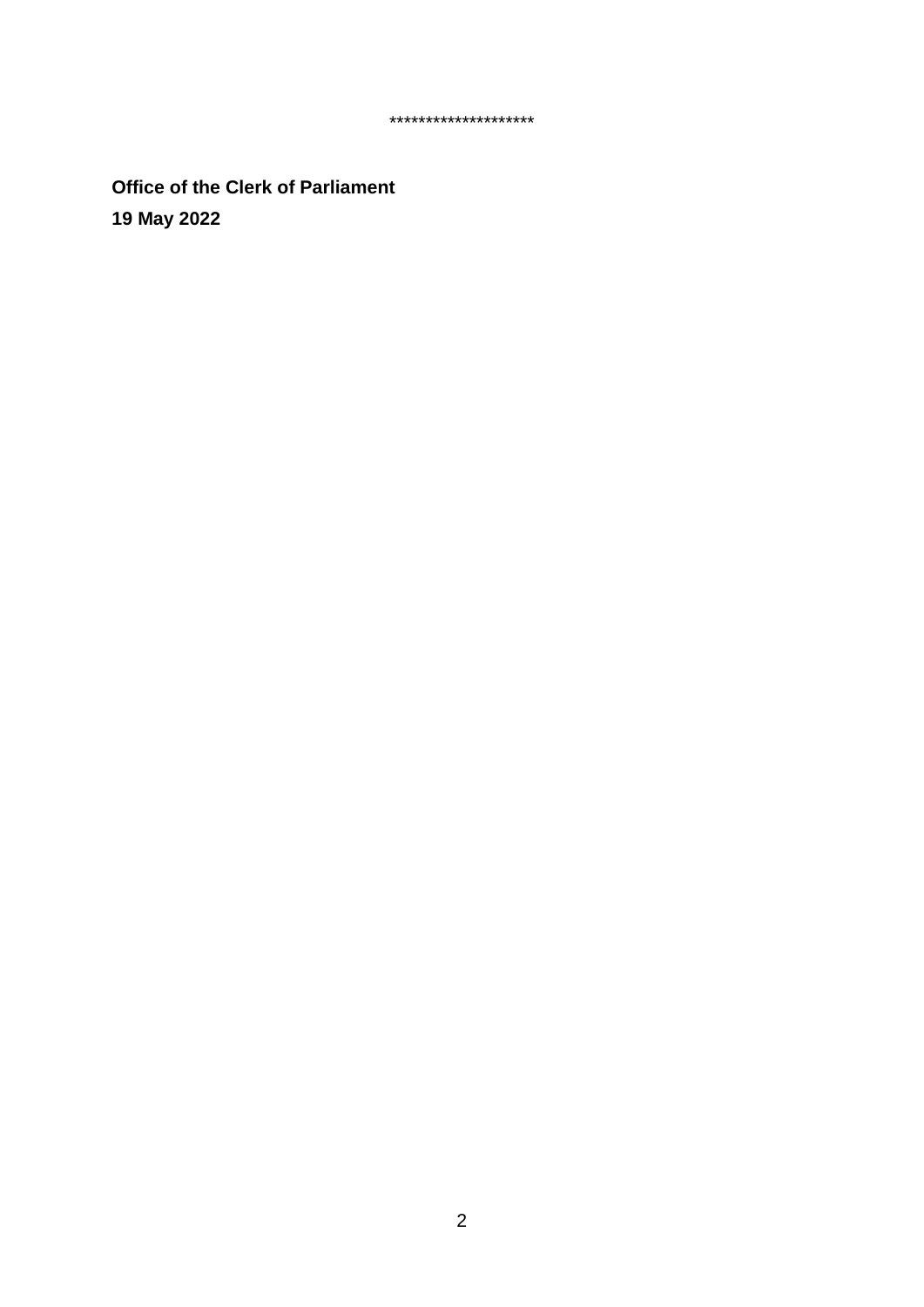********************

**Office of the Clerk of Parliament**
**19 May 2022**